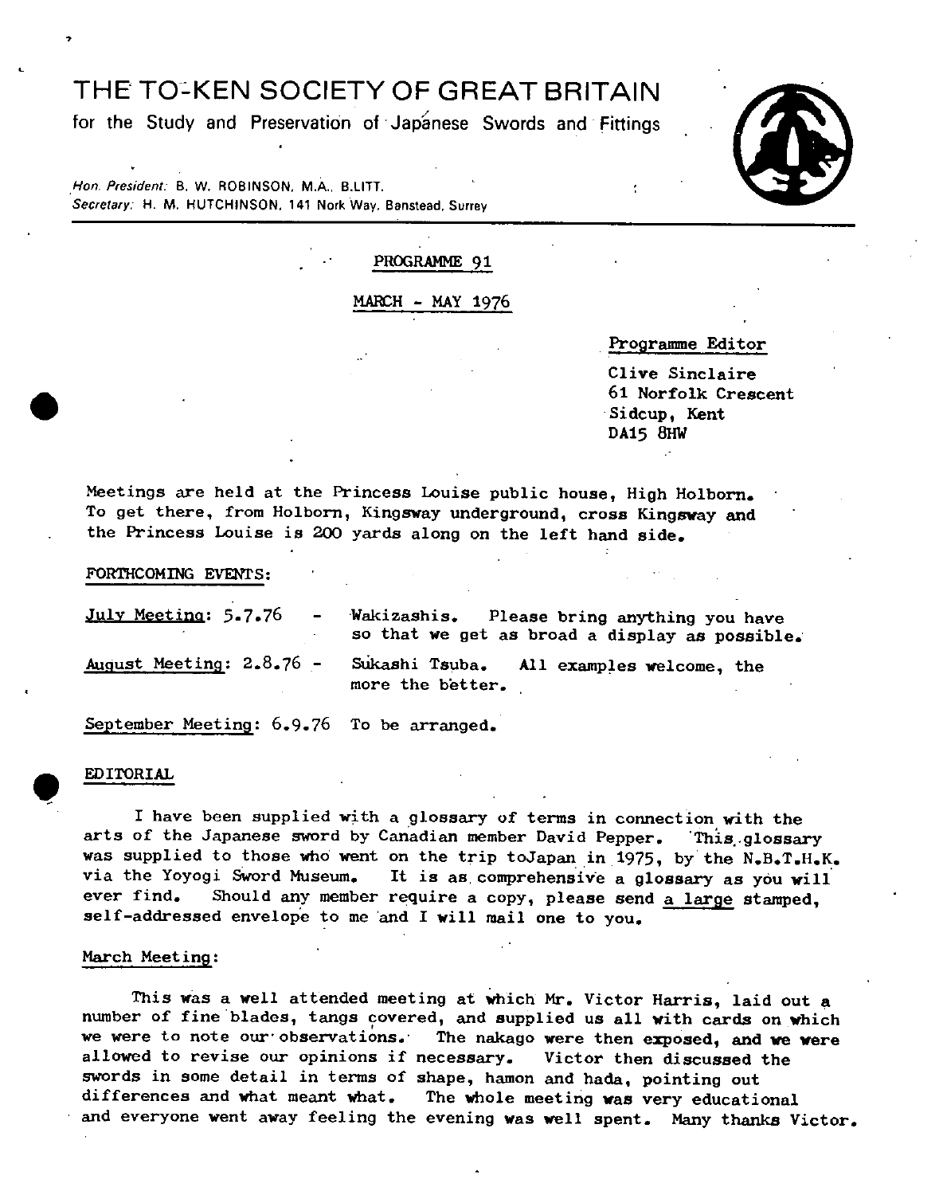# THE TO-KEN SOCIETY OF GREAT BRITAIN

for the Study and Preservation of Japanese Swords and Fittings

*Hon. President:* B. W. ROBINSON, M.A., B.LITT.
*Secretary:* H. M. HUTCHINSON, 141 Nork Way, Banstead, Surrey

PROGRAMME 91

MARCH - MAY 1976

Programme Editor

Clive Sinclaire
61 Norfolk Crescent
Sidcup, Kent
DA15 8HW

Meetings are held at the Princess Louise public house, High Holborn. To get there, from Holborn, Kingsway underground, cross Kingsway and the Princess Louise is 200 yards along on the left hand side.

FORTHCOMING EVENTS:

July Meeting: 5.7.76 - Wakizashis. Please bring anything you have so that we get as broad a display as possible.

August Meeting: 2.8.76 - Sukashi Tsuba. All examples welcome, the more the better.

September Meeting: 6.9.76 To be arranged.

## EDITORIAL

I have been supplied with a glossary of terms in connection with the arts of the Japanese sword by Canadian member David Pepper. This glossary was supplied to those who went on the trip toJapan in 1975, by the N.B.T.H.K. via the Yoyogi Sword Museum. It is as comprehensive a glossary as you will ever find. Should any member require a copy, please send a large stamped, self-addressed envelope to me and I will mail one to you.

## March Meeting:

This was a well attended meeting at which Mr. Victor Harris, laid out a number of fine blades, tangs covered, and supplied us all with cards on which we were to note our observations. The nakago were then exposed, and we were allowed to revise our opinions if necessary. Victor then discussed the swords in some detail in terms of shape, hamon and hada, pointing out differences and what meant what. The whole meeting was very educational and everyone went away feeling the evening was well spent. Many thanks Victor.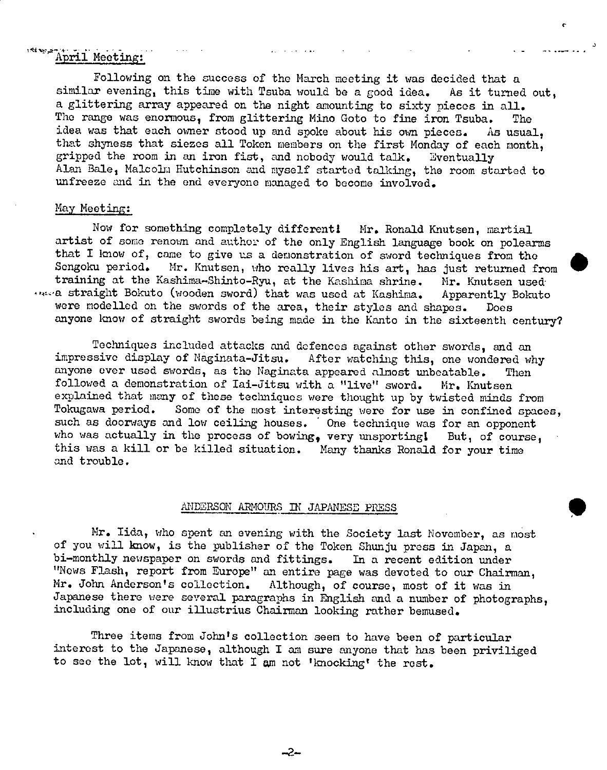## April Meeting:

Following on the success of the March meeting it was decided that a similar evening, this time with Tsuba would be a good idea. As it turned out, a glittering array appeared on the night amounting to sixty pieces in all. The range was enormous, from glittering Mino Goto to fine iron Tsuba. The idea was that each owner stood up and spoke about his own pieces. As usual, that shyness that siezes all Token members on the first Monday of each month, gripped the room in an iron fist, and nobody would talk. Eventually Alan Bale, Malcolm Hutchinson and myself started talking, the room started to unfreeze and in the end everyone managed to become involved.

## May Meeting:

Now for something completely different! Mr. Ronald Knutsen, martial artist of some renown and author of the only English language book on polearms that I know of, came to give us a demonstration of sword techniques from the Sengoku period. Mr. Knutsen, who really lives his art, has just returned from training at the Kashima-Shinto-Ryu, at the Kashima shrine. Mr. Knutsen used a straight Bokuto (wooden sword) that was used at Kashima. Apparently Bokuto were modelled on the swords of the area, their styles and shapes. Does anyone know of straight swords being made in the Kanto in the sixteenth century?

Techniques included attacks and defences against other swords, and an impressive display of Naginata-Jitsu. After watching this, one wondered why anyone ever used swords, as the Naginata appeared almost unbeatable. Then followed a demonstration of Iai-Jitsu with a "live" sword. Mr. Knutsen explained that many of these techniques were thought up by twisted minds from Tokugawa period. Some of the most interesting were for use in confined spaces, such as doorways and low ceiling houses. One technique was for an opponent who was actually in the process of bowing, very unsporting! But, of course, this was a kill or be killed situation. Many thanks Ronald for your time and trouble.

## ANDERSON ARMOURS IN JAPANESE PRESS

Mr. Iida, who spent an evening with the Society last November, as most of you will know, is the publisher of the Token Shunju press in Japan, a bi-monthly newspaper on swords and fittings. In a recent edition under "News Flash, report from Europe" an entire page was devoted to our Chairman, Mr. John Anderson's collection. Although, of course, most of it was in Japanese there were several paragraphs in English and a number of photographs, including one of our illustrius Chairman looking rather bemused.

Three items from John's collection seem to have been of particular interest to the Japanese, although I am sure anyone that has been priviliged to see the lot, will know that I am not 'knocking' the rest.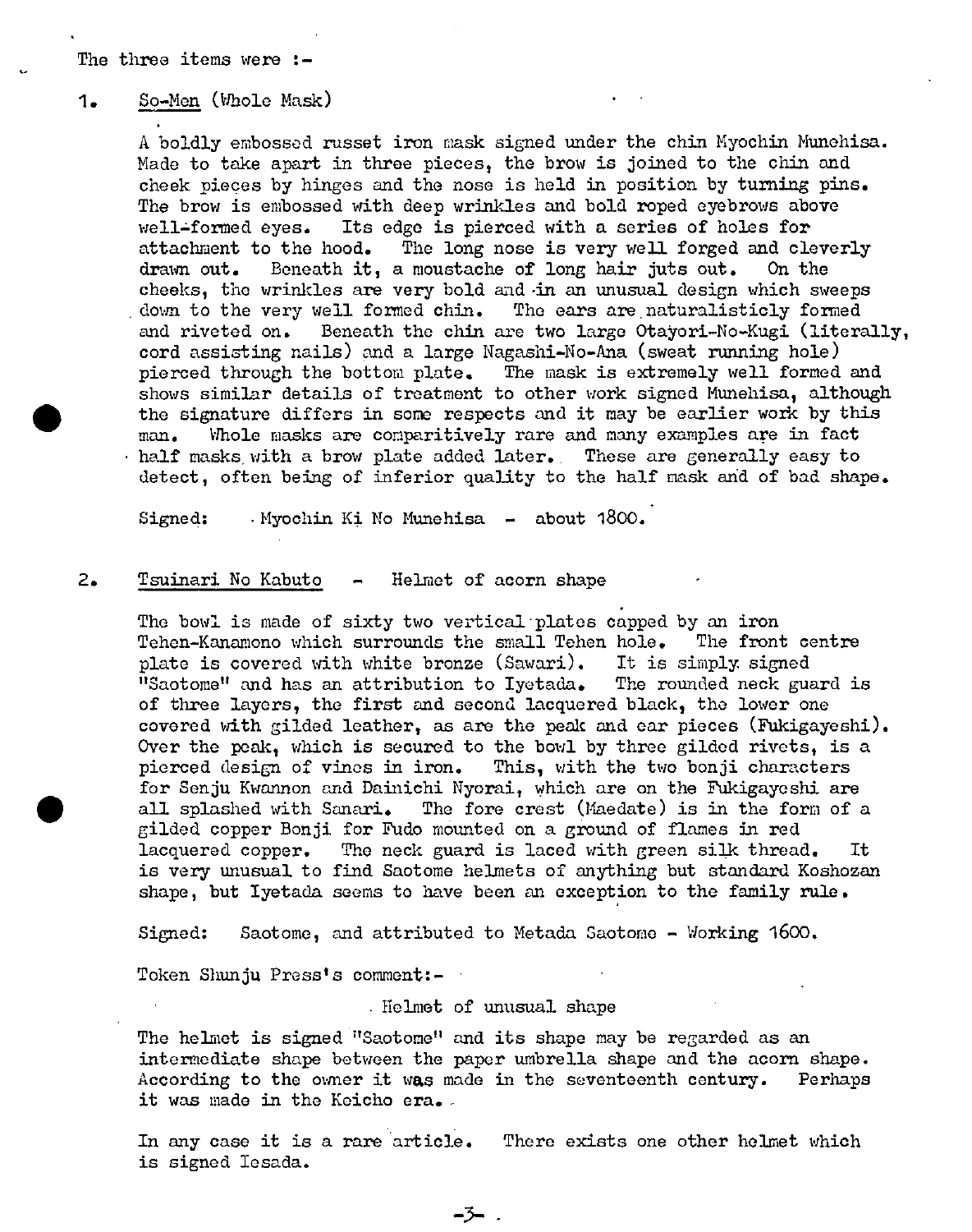The three items were :-

1. So-Men (Whole Mask)

   A boldly embossed russet iron mask signed under the chin Myochin Munehisa. Made to take apart in three pieces, the brow is joined to the chin and cheek pieces by hinges and the nose is held in position by turning pins. The brow is embossed with deep wrinkles and bold roped eyebrows above well-formed eyes. Its edge is pierced with a series of holes for attachment to the hood. The long nose is very well forged and cleverly drawn out. Beneath it, a moustache of long hair juts out. On the cheeks, the wrinkles are very bold and in an unusual design which sweeps down to the very well formed chin. The ears are naturalisticly formed and riveted on. Beneath the chin are two large Otayori-No-Kugi (literally, cord assisting nails) and a large Nagashi-No-Ana (sweat running hole) pierced through the bottom plate. The mask is extremely well formed and shows similar details of treatment to other work signed Munehisa, although the signature differs in some respects and it may be earlier work by this man. Whole masks are comparitively rare and many examples are in fact half masks with a brow plate added later. These are generally easy to detect, often being of inferior quality to the half mask and of bad shape.

   Signed: Myochin Ki No Munehisa - about 1800.

2. Tsuinari No Kabuto - Helmet of acorn shape

   The bowl is made of sixty two vertical plates capped by an iron Tehen-Kanamono which surrounds the small Tehen hole. The front centre plate is covered with white bronze (Sawari). It is simply signed "Saotome" and has an attribution to Iyetada. The rounded neck guard is of three layers, the first and second lacquered black, the lower one covered with gilded leather, as are the peak and ear pieces (Fukigayeshi). Over the peak, which is secured to the bowl by three gilded rivets, is a pierced design of vines in iron. This, with the two bonji characters for Senju Kwannon and Dainichi Nyorai, which are on the Fukigayeshi are all splashed with Sanari. The fore crest (Maedate) is in the form of a gilded copper Bonji for Fudo mounted on a ground of flames in red lacquered copper. The neck guard is laced with green silk thread. It is very unusual to find Saotome helmets of anything but standard Koshozan shape, but Iyetada seems to have been an exception to the family rule.

   Signed: Saotome, and attributed to Metada Saotome - Working 1600.

   Token Shunju Press's comment:-

   Helmet of unusual shape

   The helmet is signed "Saotome" and its shape may be regarded as an intermediate shape between the paper umbrella shape and the acorn shape. According to the owner it was made in the seventeenth century. Perhaps it was made in the Keicho era.

   In any case it is a rare article. There exists one other helmet which is signed Iesada.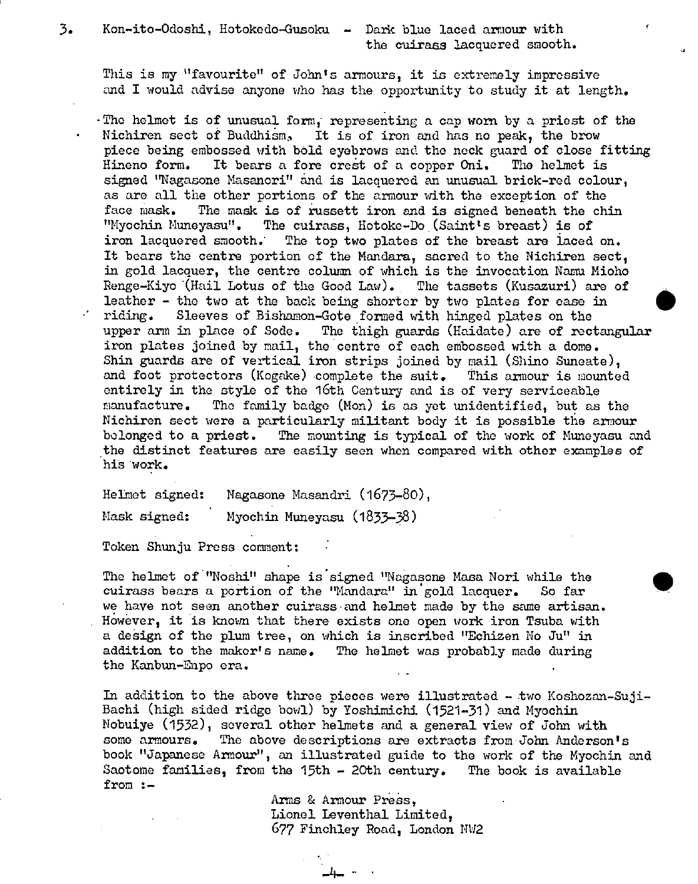3. Kon-ito-Odoshi, Hotokedo-Gusoku - Dark blue laced armour with the cuirass lacquered smooth.

This is my "favourite" of John's armours, it is extremely impressive and I would advise anyone who has the opportunity to study it at length.

The helmet is of unusual form, representing a cap worn by a priest of the Nichiren sect of Buddhism. It is of iron and has no peak, the brow piece being embossed with bold eyebrows and the neck guard of close fitting Hineno form. It bears a fore crest of a copper Oni. The helmet is signed "Nagasone Masanori" and is lacquered an unusual brick-red colour, as are all the other portions of the armour with the exception of the face mask. The mask is of russett iron and is signed beneath the chin "Myochin Muneyasu". The cuirass, Hotoke-Do (Saint's breast) is of iron lacquered smooth. The top two plates of the breast are laced on. It bears the centre portion of the Mandara, sacred to the Nichiren sect, in gold lacquer, the centre column of which is the invocation Namu Mioho Renge-Kiyo (Hail Lotus of the Good Law). The tassets (Kusazuri) are of leather - the two at the back being shorter by two plates for ease in riding. Sleeves of Bishamon-Gote formed with hinged plates on the upper arm in place of Sode. The thigh guards (Haidate) are of rectangular iron plates joined by mail, the centre of each embossed with a dome. Shin guards are of vertical iron strips joined by mail (Shino Suneate), and foot protectors (Kogake) complete the suit. This armour is mounted entirely in the style of the 16th Century and is of very serviceable manufacture. The family badge (Mon) is as yet unidentified, but as the Nichiren sect were a particularly militant body it is possible the armour belonged to a priest. The mounting is typical of the work of Muneyasu and the distinct features are easily seen when compared with other examples of his work.

Helmet signed: Nagasone Masandri (1673-80),

Mask signed: Myochin Muneyasu (1833-38)

Token Shunju Press comment:

The helmet of "Noshi" shape is signed "Nagasone Masa Nori while the cuirass bears a portion of the "Mandara" in gold lacquer. So far we have not seen another cuirass and helmet made by the same artisan. However, it is known that there exists one open work iron Tsuba with a design of the plum tree, on which is inscribed "Echizen No Ju" in addition to the maker's name. The helmet was probably made during the Kanbun-Enpo era.

In addition to the above three pieces were illustrated - two Koshozan-Suji-Bachi (high sided ridge bowl) by Yoshimichi (1521-31) and Myochin Nobuiye (1532), several other helmets and a general view of John with some armours. The above descriptions are extracts from John Anderson's book "Japanese Armour", an illustrated guide to the work of the Myochin and Saotome families, from the 15th - 20th century. The book is available from :-

Arms & Armour Press,
Lionel Leventhal Limited,
677 Finchley Road, London NW2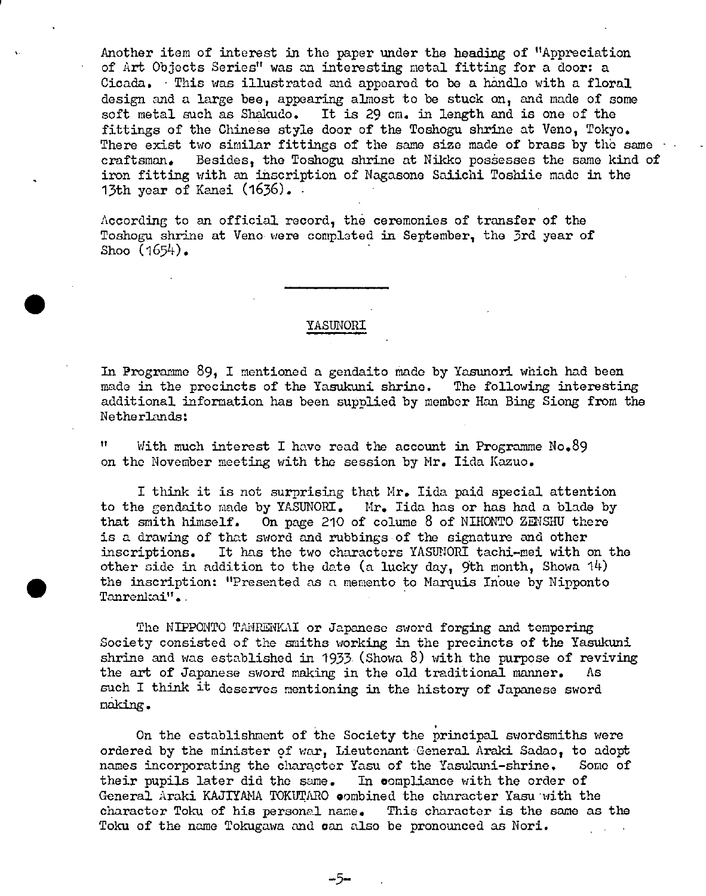Another item of interest in the paper under the heading of "Appreciation of Art Objects Series" was an interesting metal fitting for a door: a Cicada. This was illustrated and appeared to be a handle with a floral design and a large bee, appearing almost to be stuck on, and made of some soft metal such as Shakudo. It is 29 cm. in length and is one of the fittings of the Chinese style door of the Toshogu shrine at Veno, Tokyo. There exist two similar fittings of the same size made of brass by the same craftsman. Besides, the Toshogu shrine at Nikko possesses the same kind of iron fitting with an inscription of Nagasone Saiichi Toshiie made in the 13th year of Kanei (1636).

According to an official record, the ceremonies of transfer of the Toshogu shrine at Veno were completed in September, the 3rd year of Shoo (1654).

---

## YASUNORI

In Programme 89, I mentioned a gendaito made by Yasunori which had been made in the precincts of the Yasukuni shrine. The following interesting additional information has been supplied by member Han Bing Siong from the Netherlands:

" With much interest I have read the account in Programme No.89 on the November meeting with the session by Mr. Iida Kazuo.

I think it is not surprising that Mr. Iida paid special attention to the gendaito made by YASUNORI. Mr. Iida has or has had a blade by that smith himself. On page 210 of column 8 of NIHONTO ZENSHU there is a drawing of that sword and rubbings of the signature and other inscriptions. It has the two characters YASUNORI tachi-mei with on the other side in addition to the date (a lucky day, 9th month, Showa 14) the inscription: "Presented as a memento to Marquis Inoue by Nipponto Tanrenkai".

The NIPPONTO TANRENKAI or Japanese sword forging and tempering Society consisted of the smiths working in the precincts of the Yasukuni shrine and was established in 1933 (Showa 8) with the purpose of reviving the art of Japanese sword making in the old traditional manner. As such I think it deserves mentioning in the history of Japanese sword making.

On the establishment of the Society the principal swordsmiths were ordered by the minister of war, Lieutenant General Araki Sadao, to adopt names incorporating the character Yasu of the Yasukuni-shrine. Some of their pupils later did the same. In compliance with the order of General Araki KAJIYAMA TOKUTARO combined the character Yasu with the character Toku of his personal name. This character is the same as the Toku of the name Tokugawa and can also be pronounced as Nori.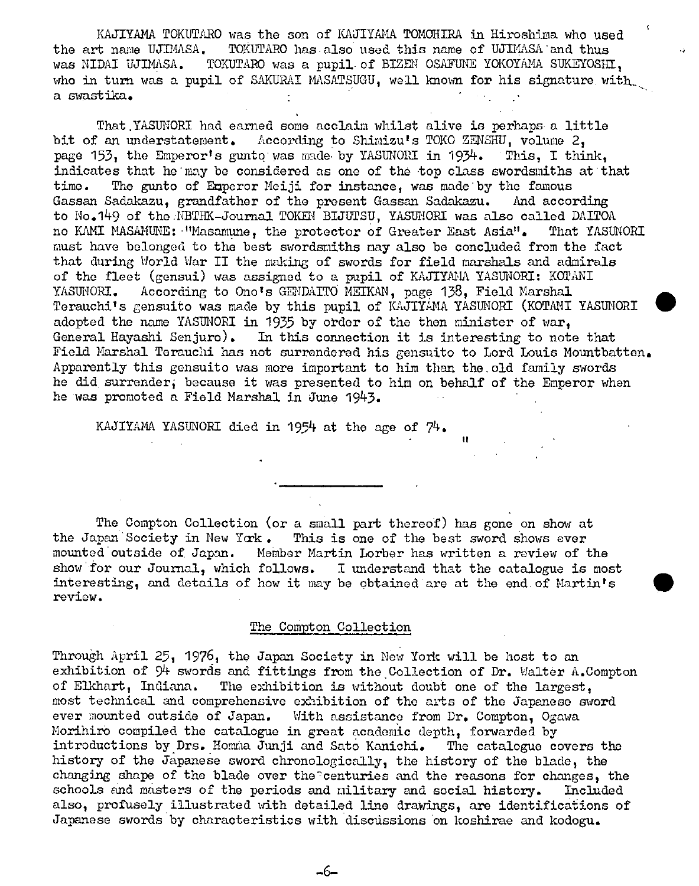KAJIYAMA TOKUTARO was the son of KAJIYAMA TOMOHIRA in Hiroshima who used the art name UJIMASA. TOKUTARO has also used this name of UJIMASA and thus was NIDAI UJIMASA. TOKUTARO was a pupil of BIZEN OSAFUNE YOKOYAMA SUKEYOSHI, who in turn was a pupil of SAKURAI MASATSUGU, well known for his signature with a swastika.

That YASUNORI had earned some acclaim whilst alive is perhaps a little bit of an understatement. According to Shimizu's TOKO ZENSHU, volume 2, page 153, the Emperor's gunto was made by YASUNORI in 1934. This, I think, indicates that he may be considered as one of the top class swordsmiths at that time. The gunto of Emperor Meiji for instance, was made by the famous Gassan Sadakazu, grandfather of the present Gassan Sadakazu. And according to No.149 of the NBTHK-Journal TOKEN BIJUTSU, YASUNORI was also called DAITOA no KAMI MASAMUNE: "Masamune, the protector of Greater East Asia". That YASUNORI must have belonged to the best swordsmiths may also be concluded from the fact that during World War II the making of swords for field marshals and admirals of the fleet (gensui) was assigned to a pupil of KAJIYAMA YASUNORI: KOTANI YASUNORI. According to Ono's GENDAITO MEIKAN, page 138, Field Marshal Terauchi's gensuito was made by this pupil of KAJIYAMA YASUNORI (KOTANI YASUNORI adopted the name YASUNORI in 1935 by order of the then minister of war, General Hayashi Senjuro). In this connection it is interesting to note that Field Marshal Terauchi has not surrendered his gensuito to Lord Louis Mountbatten. Apparently this gensuito was more important to him than the old family swords he did surrender; because it was presented to him on behalf of the Emperor when he was promoted a Field Marshal in June 1943.

KAJIYAMA YASUNORI died in 1954 at the age of 74.

---

The Compton Collection (or a small part thereof) has gone on show at the Japan Society in New York. This is one of the best sword shows ever mounted outside of Japan. Member Martin Lorber has written a review of the show for our Journal, which follows. I understand that the catalogue is most interesting, and details of how it may be obtained are at the end of Martin's review.

## The Compton Collection

Through April 25, 1976, the Japan Society in New York will be host to an exhibition of 94 swords and fittings from the Collection of Dr. Walter A.Compton of Elkhart, Indiana. The exhibition is without doubt one of the largest, most technical and comprehensive exhibition of the arts of the Japanese sword ever mounted outside of Japan. With assistance from Dr. Compton, Ogawa Morihiro compiled the catalogue in great academic depth, forwarded by introductions by Drs. Homma Junji and Sato Kanichi. The catalogue covers the history of the Japanese sword chronologically, the history of the blade, the changing shape of the blade over the centuries and the reasons for changes, the schools and masters of the periods and military and social history. Included also, profusely illustrated with detailed line drawings, are identifications of Japanese swords by characteristics with discussions on koshirae and kodogu.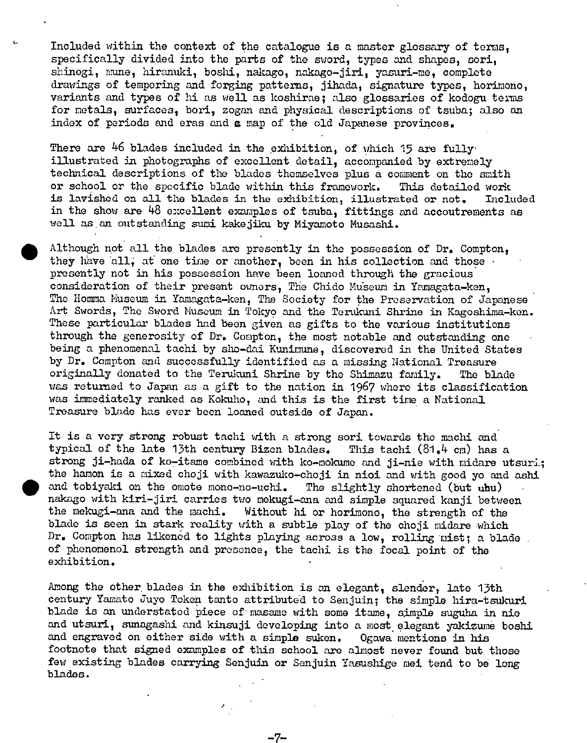Included within the context of the catalogue is a master glossary of terms, specifically divided into the parts of the sword, types and shapes, sori, shinogi, mune, hiranuki, boshi, nakago, nakago-jiri, yasuri-me, complete drawings of tempering and forging patterns, jihada, signature types, horimono, variants and types of hi as well as koshirae; also glossaries of kodogu terms for metals, surfaces, bori, zogan and physical descriptions of tsuba; also an index of periods and eras and a map of the old Japanese provinces.

There are 46 blades included in the exhibition, of which 15 are fully illustrated in photographs of excellent detail, accompanied by extremely technical descriptions of the blades themselves plus a comment on the smith or school or the specific blade within this framework. This detailed work is lavished on all the blades in the exhibition, illustrated or not. Included in the show are 48 excellent examples of tsuba, fittings and accoutrements as well as an outstanding sumi kakejiku by Miyamoto Musashi.

Although not all the blades are presently in the possession of Dr. Compton, they have all, at one time or another, been in his collection and those presently not in his possession have been loaned through the gracious consideration of their present owners, The Chido Museum in Yamagata-ken, The Homma Museum in Yamagata-ken, The Society for the Preservation of Japanese Art Swords, The Sword Museum in Tokyo and the Terukuni Shrine in Kagoshima-ken. These particular blades had been given as gifts to the various institutions through the generosity of Dr. Compton, the most notable and outstanding one being a phenomenal tachi by sho-dai Kunimune, discovered in the United States by Dr. Compton and successfully identified as a missing National Treasure originally donated to the Terukuni Shrine by the Shimazu family. The blade was returned to Japan as a gift to the nation in 1967 where its classification was immediately ranked as Kokuho, and this is the first time a National Treasure blade has ever been loaned outside of Japan.

It is a very strong robust tachi with a strong sori towards the machi and typical of the late 13th century Bizen blades. This tachi (81.4 cm) has a strong ji-hada of ko-itame combined with ko-mokume and ji-nie with midare utsuri; the hamon is a mixed choji with kawazuko-choji in nioi and with good yo and ashi and tobiyaki on the omote mono-no-uchi. The slightly shortened (but ubu) nakago with kiri-jiri carries two mekugi-ana and simple squared kanji between the mekugi-ana and the machi. Without hi or horimono, the strength of the blade is seen in stark reality with a subtle play of the choji midare which Dr. Compton has likened to lights playing across a low, rolling mist; a blade of phenomenol strength and presence, the tachi is the focal point of the exhibition.

Among the other blades in the exhibition is an elegant, slender, late 13th century Yamato Juyo Token tanto attributed to Senjuin; the simple hira-tsukuri blade is an understated piece of masame with some itame, simple suguha in nie and utsuri, sunagashi and kinsuji developing into a most elegant yakizume boshi and engraved on either side with a simple suken. Ogawa mentions in his footnote that signed examples of this school are almost never found but those few existing blades carrying Senjuin or Senjuin Yasushige mei tend to be long blades.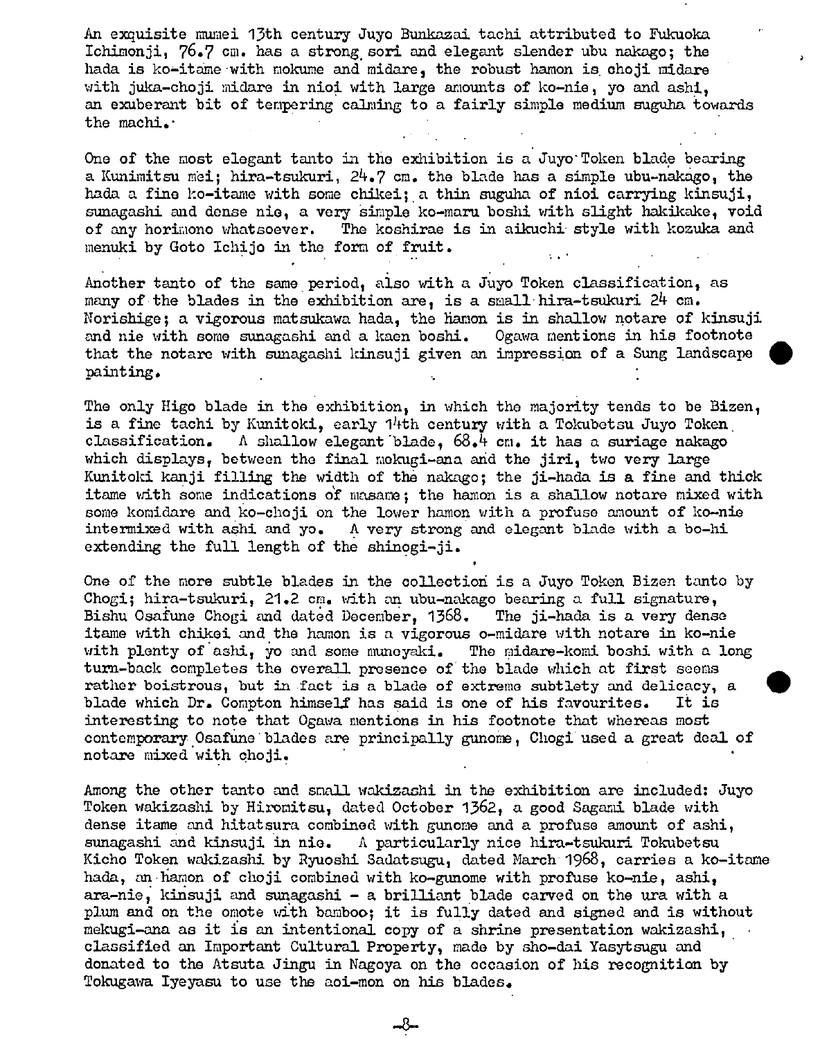An exquisite mumei 13th century Juyo Bunkazai tachi attributed to Fukuoka Ichimonji, 76.7 cm. has a strong sori and elegant slender ubu nakago; the hada is ko-itame with mokume and midare, the robust hamon is choji midare with juka-choji midare in nioi with large amounts of ko-nie, yo and ashi, an exuberant bit of tempering calming to a fairly simple medium suguha towards the machi.

One of the most elegant tanto in the exhibition is a Juyo Token blade bearing a Kunimitsu mei; hira-tsukuri, 24.7 cm. the blade has a simple ubu-nakago, the hada a fine ko-itame with some chikei; a thin suguha of nioi carrying kinsuji, sunagashi and dense nie, a very simple ko-maru boshi with slight hakikake, void of any horimono whatsoever. The koshirae is in aikuchi style with kozuka and menuki by Goto Ichijo in the form of fruit.

Another tanto of the same period, also with a Juyo Token classification, as many of the blades in the exhibition are, is a small hira-tsukuri 24 cm. Norishige; a vigorous matsukawa hada, the hamon is in shallow notare of kinsuji and nie with some sunagashi and a kaen boshi. Ogawa mentions in his footnote that the notare with sunagashi kinsuji given an impression of a Sung landscape painting.

The only Higo blade in the exhibition, in which the majority tends to be Bizen, is a fine tachi by Kunitoki, early 14th century with a Tokubetsu Juyo Token classification. A shallow elegant blade, 68.4 cm. it has a suriage nakago which displays, between the final mokugi-ana and the jiri, two very large Kunitoki kanji filling the width of the nakago; the ji-hada is a fine and thick itame with some indications of masame; the hamon is a shallow notare mixed with some komidare and ko-choji on the lower hamon with a profuse amount of ko-nie intermixed with ashi and yo. A very strong and elegant blade with a bo-hi extending the full length of the shinogi-ji.

One of the more subtle blades in the collection is a Juyo Token Bizen tanto by Chogi; hira-tsukuri, 21.2 cm. with an ubu-nakago bearing a full signature, Bishu Osafune Chogi and dated December, 1368. The ji-hada is a very dense itame with chikei and the hamon is a vigorous o-midare with notare in ko-nie with plenty of ashi, yo and some muneyaki. The midare-komi boshi with a long turn-back completes the overall presence of the blade which at first seems rather boistrous, but in fact is a blade of extreme subtlety and delicacy, a blade which Dr. Compton himself has said is one of his favourites. It is interesting to note that Ogawa mentions in his footnote that whereas most contemporary Osafune blades are principally gunome, Chogi used a great deal of notare mixed with choji.

Among the other tanto and small wakizashi in the exhibition are included: Juyo Token wakizashi by Hiromitsu, dated October 1362, a good Sagami blade with dense itame and hitatsura combined with gunome and a profuse amount of ashi, sunagashi and kinsuji in nie. A particularly nice hira-tsukuri Tokubetsu Kicho Token wakizashi by Ryuoshi Sadatsugu, dated March 1968, carries a ko-itame hada, an hamon of choji combined with ko-gunome with profuse ko-nie, ashi, ara-nie, kinsuji and sunagashi - a brilliant blade carved on the ura with a plum and on the omote with bamboo; it is fully dated and signed and is without mekugi-ana as it is an intentional copy of a shrine presentation wakizashi, classified an Important Cultural Property, made by sho-dai Yasytsugu and donated to the Atsuta Jingu in Nagoya on the occasion of his recognition by Tokugawa Iyeyasu to use the aoi-mon on his blades.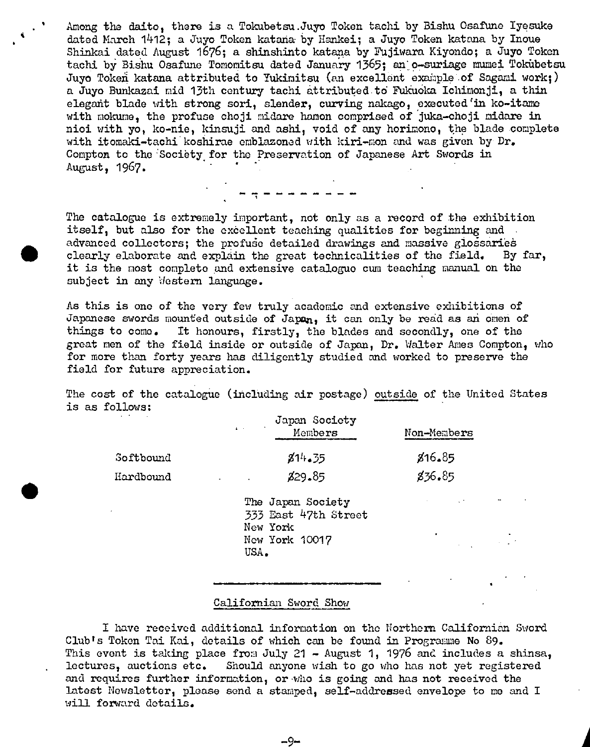Among the daito, there is a Tokubetsu Juyo Token tachi by Bishu Osafune Iyesuke dated March 1412; a Juyo Token katana by Hankei; a Juyo Token katana by Inoue Shinkai dated August 1676; a shinshinto katana by Fujiwara Kiyondo; a Juyo Token tachi by Bishu Osafune Tomomitsu dated January 1365; an o-suriage mumei Tokubetsu Juyo Token katana attributed to Yukimitsu (an excellent example of Sagami work;) a Juyo Bunkazai mid 13th century tachi attributed to Fukuoka Ichimonji, a thin elegant blade with strong sori, slender, curving nakago, executed in ko-itame with mokume, the profuse choji midare hamon comprised of juka-choji midare in nioi with yo, ko-nie, kinsuji and ashi, void of any horimono, the blade complete with itomaki-tachi koshirae emblazoned with kiri-mon and was given by Dr. Compton to the Society for the Preservation of Japanese Art Swords in August, 1967.

---

The catalogue is extremely important, not only as a record of the exhibition itself, but also for the excellent teaching qualities for beginning and advanced collectors; the profuse detailed drawings and massive glossaries clearly elaborate and explain the great technicalities of the field. By far, it is the most complete and extensive catalogue cum teaching manual on the subject in any Western language.

As this is one of the very few truly academic and extensive exhibitions of Japanese swords mounted outside of Japan, it can only be read as an omen of things to come. It honours, firstly, the blades and secondly, one of the great men of the field inside or outside of Japan, Dr. Walter Ames Compton, who for more than forty years has diligently studied and worked to preserve the field for future appreciation.

The cost of the catalogue (including air postage) outside of the United States is as follows:

| | Japan Society Members | Non-Members |
|---|---|---|
| Softbound | $14.35 | $16.85 |
| Hardbound | $29.85 | $36.85 |

The Japan Society
333 East 47th Street
New York
New York 10017
USA.

---

## Californian Sword Show

I have received additional information on the Northern Californian Sword Club's Token Tai Kai, details of which can be found in Programme No 89. This event is taking place from July 21 - August 1, 1976 and includes a shinsa, lectures, auctions etc. Should anyone wish to go who has not yet registered and requires further information, or who is going and has not received the latest Newsletter, please send a stamped, self-addressed envelope to me and I will forward details.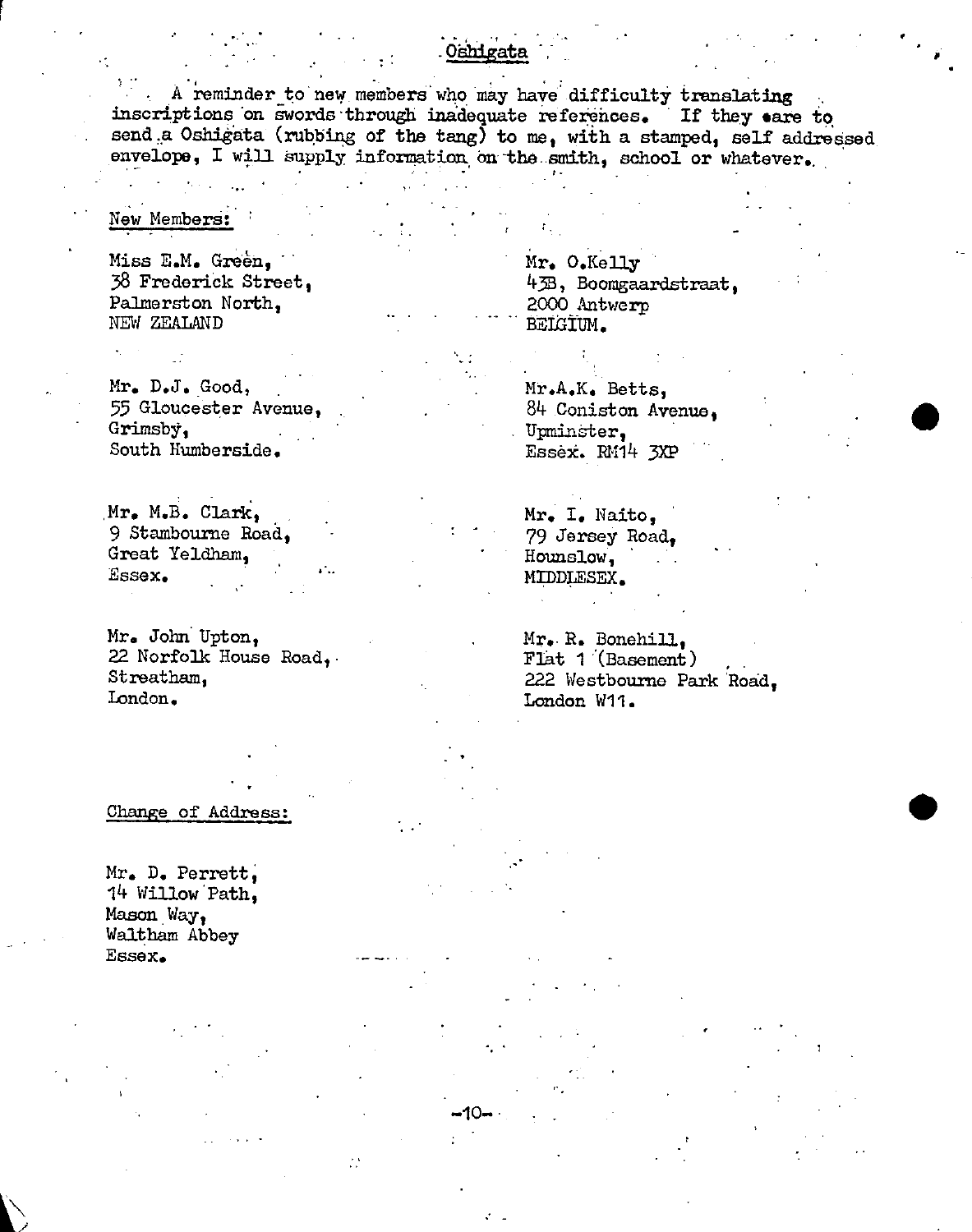## Oshigata

A reminder to new members who may have difficulty translating inscriptions on swords through inadequate references. If they are to send a Oshigata (rubbing of the tang) to me, with a stamped, self addressed envelope, I will supply information on the smith, school or whatever.

### New Members:

Miss E.M. Green,
38 Frederick Street,
Palmerston North,
NEW ZEALAND

Mr. O.Kelly
43B, Boomgaardstraat,
2000 Antwerp
BELGIUM.

Mr. D.J. Good,
55 Gloucester Avenue,
Grimsby,
South Humberside.

Mr.A.K. Betts,
84 Coniston Avenue,
Upminster,
Essex. RM14 3XP

Mr. M.B. Clark,
9 Stambourne Road,
Great Yeldham,
Essex.

Mr. I. Naito,
79 Jersey Road,
Hounslow,
MIDDLESEX.

Mr. John Upton,
22 Norfolk House Road,
Streatham,
London.

Mr. R. Bonehill,
Flat 1 (Basement)
222 Westbourne Park Road,
London W11.

### Change of Address:

Mr. D. Perrett,
14 Willow Path,
Mason Way,
Waltham Abbey
Essex.